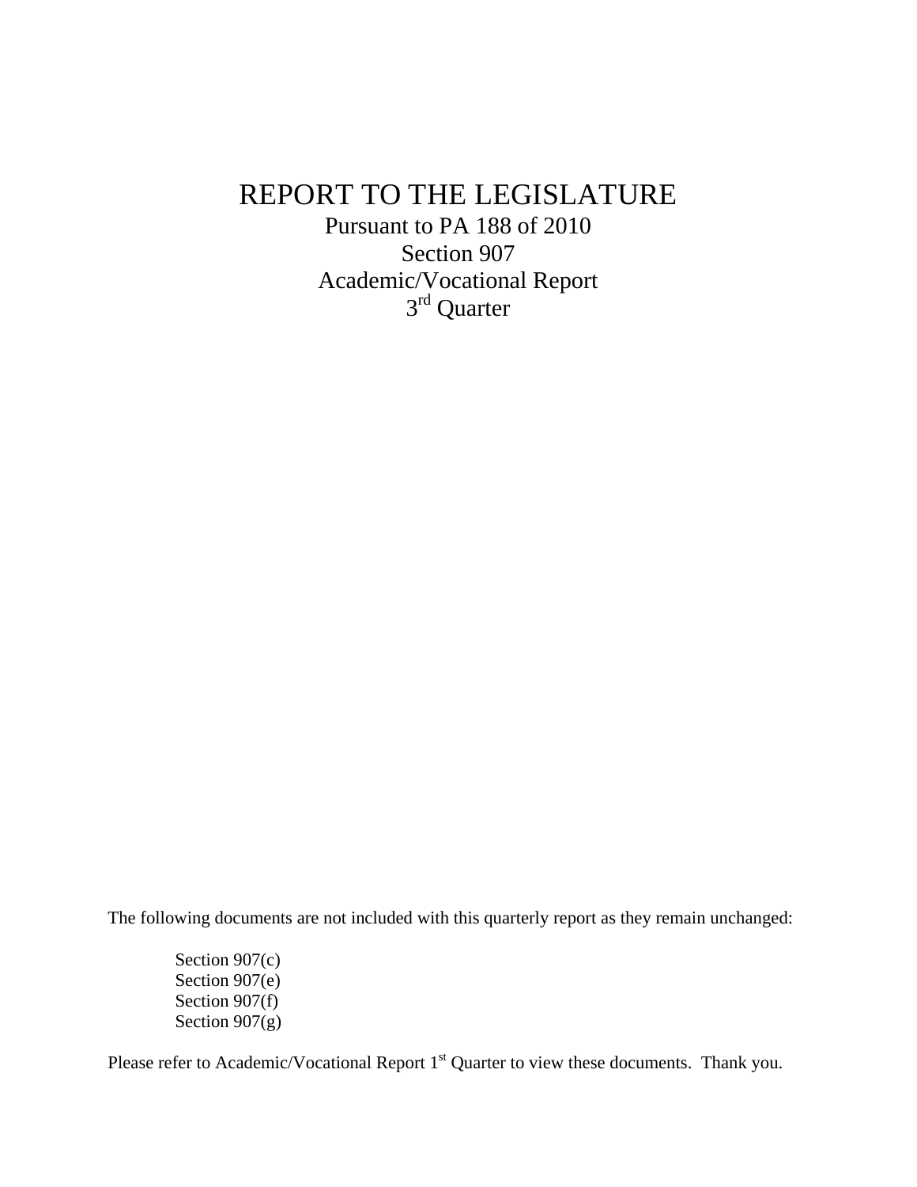# REPORT TO THE LEGISLATURE

Pursuant to PA 188 of 2010
Section 907
Academic/Vocational Report
3rd Quarter

The following documents are not included with this quarterly report as they remain unchanged:

Section 907(c)
Section 907(e)
Section 907(f)
Section 907(g)

Please refer to Academic/Vocational Report 1st Quarter to view these documents. Thank you.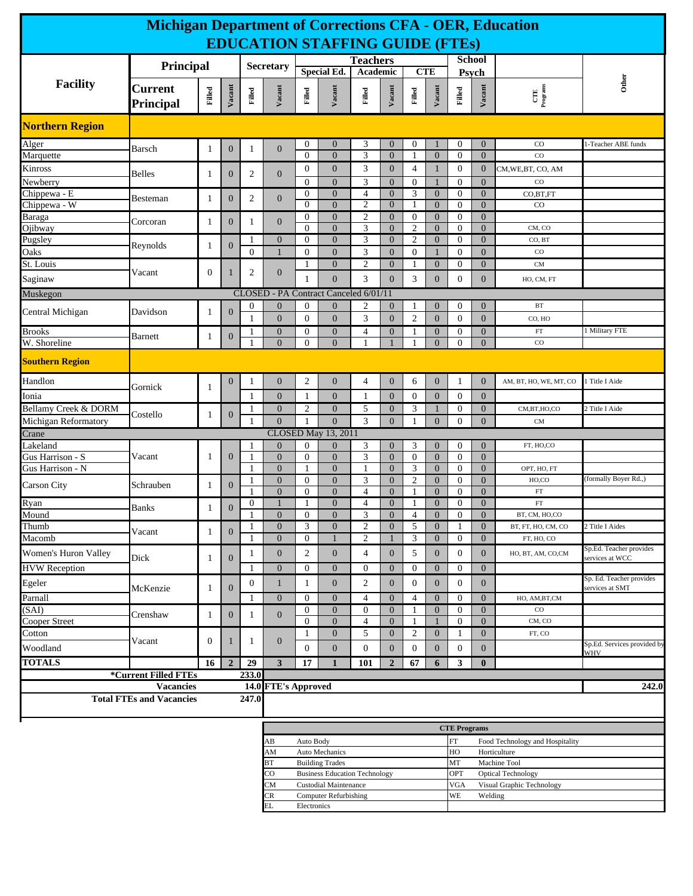# Michigan Department of Corrections CFA - OER, Education

## EDUCATION STAFFING GUIDE (FTEs)

| Facility | Principal | | | Secretary | | Teachers | | | | | | School Psych | | | |
|---|---|---|---|---|---|---|---|---|---|---|---|---|---|---|---|
| | | | | | | Special Ed. | | Academic | | CTE | | | | | |
| | Current Principal | Filled | Vacant | Filled | Vacant | Filled | Vacant | Filled | Vacant | Filled | Vacant | Filled | Vacant | CTE Programs | Other |
| **Northern Region** | | | | | | | | | | | | | | | |
| Alger | Barsch | 1 | 0 | 1 | 0 | 0 | 0 | 3 | 0 | 0 | 1 | 0 | 0 | CO | 1-Teacher ABE funds |
| Marquette | | | | | | 0 | 0 | 3 | 0 | 1 | 0 | 0 | 0 | CO | |
| Kinross | Belles | 1 | 0 | 2 | 0 | 0 | 0 | 3 | 0 | 4 | 1 | 0 | 0 | CM,WE,BT, CO, AM | |
| Newberry | | | | | | 0 | 0 | 3 | 0 | 0 | 1 | 0 | 0 | CO | |
| Chippewa - E | Besteman | 1 | 0 | 2 | 0 | 0 | 0 | 4 | 0 | 3 | 0 | 0 | 0 | CO,BT,FT | |
| Chippewa - W | | | | | | 0 | 0 | 2 | 0 | 1 | 0 | 0 | 0 | CO | |
| Baraga | Corcoran | 1 | 0 | 1 | 0 | 0 | 0 | 2 | 0 | 0 | 0 | 0 | 0 | | |
| Ojibway | | | | | | 0 | 0 | 3 | 0 | 2 | 0 | 0 | 0 | CM, CO | |
| Pugsley | Reynolds | 1 | 0 | 1 | 0 | 0 | 0 | 3 | 0 | 2 | 0 | 0 | 0 | CO, BT | |
| Oaks | | | | 0 | 1 | 0 | 0 | 3 | 0 | 0 | 1 | 0 | 0 | CO | |
| St. Louis | Vacant | 0 | 1 | 2 | 0 | 1 | 0 | 2 | 0 | 1 | 0 | 0 | 0 | CM | |
| Saginaw | | | | | | 1 | 0 | 3 | 0 | 3 | 0 | 0 | 0 | HO, CM, FT | |
| Muskegon | CLOSED - PA Contract Canceled 6/01/11 | | | | | | | | | | | | | | |
| Central Michigan | Davidson | 1 | 0 | 0 | 0 | 0 | 0 | 2 | 0 | 1 | 0 | 0 | 0 | BT | |
| | | | | 1 | 0 | 0 | 0 | 3 | 0 | 2 | 0 | 0 | 0 | CO, HO | |
| Brooks | Barnett | 1 | 0 | 1 | 0 | 0 | 0 | 4 | 0 | 1 | 0 | 0 | 0 | FT | 1 Military FTE |
| W. Shoreline | | | | 1 | 0 | 0 | 0 | 1 | 1 | 1 | 0 | 0 | 0 | CO | |
| **Southern Region** | | | | | | | | | | | | | | | |
| Handlon | Gornick | 1 | 0 | 1 | 0 | 2 | 0 | 4 | 0 | 6 | 0 | 1 | 0 | AM, BT, HO, WE, MT, CO | 1 Title I Aide |
| Ionia | | | | 1 | 0 | 1 | 0 | 1 | 0 | 0 | 0 | 0 | 0 | | |
| Bellamy Creek & DORM | Costello | 1 | 0 | 1 | 0 | 2 | 0 | 5 | 0 | 3 | 1 | 0 | 0 | CM,BT,HO,CO | 2 Title I Aide |
| Michigan Reformatory | | | | 1 | 0 | 1 | 0 | 3 | 0 | 1 | 0 | 0 | 0 | CM | |
| Crane | CLOSED May 13, 2011 | | | | | | | | | | | | | | |
| Lakeland | Vacant | 1 | 0 | 1 | 0 | 0 | 0 | 3 | 0 | 3 | 0 | 0 | 0 | FT, HO,CO | |
| Gus Harrison - S | | | | 1 | 0 | 0 | 0 | 3 | 0 | 0 | 0 | 0 | 0 | | |
| Gus Harrison - N | | | | 1 | 0 | 1 | 0 | 1 | 0 | 3 | 0 | 0 | 0 | OPT, HO, FT | |
| Carson City | Schrauben | 1 | 0 | 1 | 0 | 0 | 0 | 3 | 0 | 2 | 0 | 0 | 0 | HO,CO | (formally Boyer Rd.,) |
| | | | | 1 | 0 | 0 | 0 | 4 | 0 | 1 | 0 | 0 | 0 | FT | |
| Ryan | Banks | 1 | 0 | 0 | 1 | 1 | 0 | 4 | 0 | 1 | 0 | 0 | 0 | FT | |
| Mound | | | | 1 | 0 | 0 | 0 | 3 | 0 | 4 | 0 | 0 | 0 | BT, CM, HO,CO | |
| Thumb | Vacant | 1 | 0 | 1 | 0 | 3 | 0 | 2 | 0 | 5 | 0 | 1 | 0 | BT, FT, HO, CM, CO | 2 Title I Aides |
| Macomb | | | | 1 | 0 | 0 | 1 | 2 | 1 | 3 | 0 | 0 | 0 | FT, HO, CO | |
| Women's Huron Valley | Dick | 1 | 0 | 1 | 0 | 2 | 0 | 4 | 0 | 5 | 0 | 0 | 0 | HO, BT, AM, CO,CM | Sp.Ed. Teacher provides services at WCC |
| HVW Reception | | | | 1 | 0 | 0 | 0 | 0 | 0 | 0 | 0 | 0 | 0 | | |
| Egeler | McKenzie | 1 | 0 | 0 | 1 | 1 | 0 | 2 | 0 | 0 | 0 | 0 | 0 | | Sp. Ed. Teacher provides services at SMT |
| Parnall | | | | 1 | 0 | 0 | 0 | 4 | 0 | 4 | 0 | 0 | 0 | HO, AM,BT,CM | |
| (SAI) | Crenshaw | 1 | 0 | 1 | 0 | 0 | 0 | 0 | 0 | 1 | 0 | 0 | 0 | CO | |
| Cooper Street | | | | | | 0 | 0 | 4 | 0 | 1 | 1 | 0 | 0 | CM, CO | |
| Cotton | Vacant | 0 | 1 | 1 | 0 | 1 | 0 | 5 | 0 | 2 | 0 | 1 | 0 | FT, CO | |
| Woodland | | | | | | 0 | 0 | 0 | 0 | 0 | 0 | 0 | 0 | | Sp.Ed. Services provided by WHV |
| **TOTALS** | | **16** | **2** | **29** | **3** | **17** | **1** | **101** | **2** | **67** | **6** | **3** | **0** | | |

| | |
|---|---|
| *Current Filled FTEs | 233.0 |
| Vacancies | 14.0 |
| Total FTEs and Vacancies | 247.0 |
| FTE's Approved | 242.0 |

**CTE Programs**

| | | | |
|---|---|---|---|
| AB | Auto Body | FT | Food Technology and Hospitality |
| AM | Auto Mechanics | HO | Horticulture |
| BT | Building Trades | MT | Machine Tool |
| CO | Business Education Technology | OPT | Optical Technology |
| CM | Custodial Maintenance | VGA | Visual Graphic Technology |
| CR | Computer Refurbishing | WE | Welding |
| EL | Electronics | | |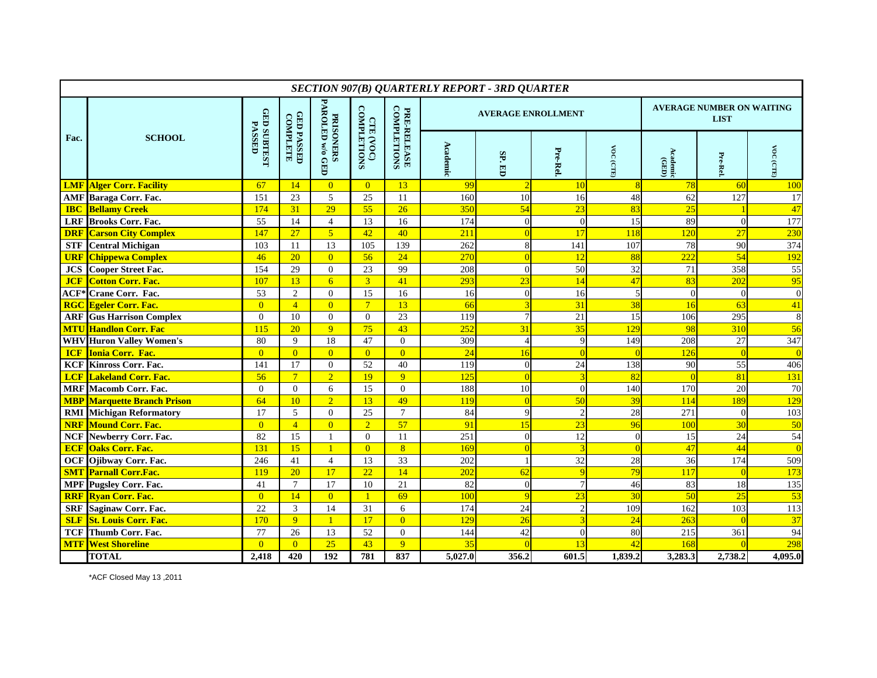| *SECTION 907(B) QUARTERLY REPORT - 3RD QUARTER* | | | | | | | | | | | | | | |
|---|---|---|---|---|---|---|---|---|---|---|---|---|---|---|
| Fac. | SCHOOL | GED SUBTEST PASSED | GED PASSED COMPLETE | PRISONERS PAROLED w/o GED | CTE (VOC) COMPLETIONS | PRE-RELEASE COMPLETIONS | AVERAGE ENROLLMENT | | | | AVERAGE NUMBER ON WAITING LIST | | |
| | | | | | | | Academic | SP. ED | Pre-Rel. | VOC (CTE) | Academic (GED) | Pre-Rel. | VOC (CTE) |
| **LMF** | **Alger Corr. Facility** | 67 | 14 | 0 | 0 | 13 | 99 | 2 | 10 | 8 | 78 | 60 | 100 |
| **AMF** | **Baraga Corr. Fac.** | 151 | 23 | 5 | 25 | 11 | 160 | 10 | 16 | 48 | 62 | 127 | 17 |
| **IBC** | **Bellamy Creek** | 174 | 31 | 29 | 55 | 26 | 350 | 54 | 23 | 83 | 25 | 1 | 47 |
| **LRF** | **Brooks Corr. Fac.** | 55 | 14 | 4 | 13 | 16 | 174 | 0 | 0 | 15 | 89 | 0 | 177 |
| **DRF** | **Carson City Complex** | 147 | 27 | 5 | 42 | 40 | 211 | 0 | 17 | 118 | 120 | 27 | 230 |
| **STF** | **Central Michigan** | 103 | 11 | 13 | 105 | 139 | 262 | 8 | 141 | 107 | 78 | 90 | 374 |
| **URF** | **Chippewa Complex** | 46 | 20 | 0 | 56 | 24 | 270 | 0 | 12 | 88 | 222 | 54 | 192 |
| **JCS** | **Cooper Street Fac.** | 154 | 29 | 0 | 23 | 99 | 208 | 0 | 50 | 32 | 71 | 358 | 55 |
| **JCF** | **Cotton Corr. Fac.** | 107 | 13 | 6 | 3 | 41 | 293 | 23 | 14 | 47 | 83 | 202 | 95 |
| **ACF*** | **Crane Corr. Fac.** | 53 | 2 | 0 | 15 | 16 | 16 | 0 | 16 | 5 | 0 | 0 | 0 |
| **RGC** | **Egeler Corr. Fac.** | 0 | 4 | 0 | 7 | 13 | 66 | 3 | 31 | 38 | 16 | 63 | 41 |
| **ARF** | **Gus Harrison Complex** | 0 | 10 | 0 | 0 | 23 | 119 | 7 | 21 | 15 | 106 | 295 | 8 |
| **MTU** | **Handlon Corr. Fac** | 115 | 20 | 9 | 75 | 43 | 252 | 31 | 35 | 129 | 98 | 310 | 56 |
| **WHV** | **Huron Valley Women's** | 80 | 9 | 18 | 47 | 0 | 309 | 4 | 9 | 149 | 208 | 27 | 347 |
| **ICF** | **Ionia Corr. Fac.** | 0 | 0 | 0 | 0 | 0 | 24 | 16 | 0 | 0 | 126 | 0 | 0 |
| **KCF** | **Kinross Corr. Fac.** | 141 | 17 | 0 | 52 | 40 | 119 | 0 | 24 | 138 | 90 | 55 | 406 |
| **LCF** | **Lakeland Corr. Fac.** | 56 | 7 | 2 | 19 | 9 | 125 | 0 | 3 | 82 | 0 | 81 | 131 |
| **MRF** | **Macomb Corr. Fac.** | 0 | 0 | 6 | 15 | 0 | 188 | 10 | 0 | 140 | 170 | 20 | 70 |
| **MBP** | **Marquette Branch Prison** | 64 | 10 | 2 | 13 | 49 | 119 | 0 | 50 | 39 | 114 | 189 | 129 |
| **RMI** | **Michigan Reformatory** | 17 | 5 | 0 | 25 | 7 | 84 | 9 | 2 | 28 | 271 | 0 | 103 |
| **NRF** | **Mound Corr. Fac.** | 0 | 4 | 0 | 2 | 57 | 91 | 15 | 23 | 96 | 100 | 30 | 50 |
| **NCF** | **Newberry Corr. Fac.** | 82 | 15 | 1 | 0 | 11 | 251 | 0 | 12 | 0 | 15 | 24 | 54 |
| **ECF** | **Oaks Corr. Fac.** | 131 | 15 | 1 | 0 | 8 | 169 | 0 | 3 | 0 | 47 | 44 | 0 |
| **OCF** | **Ojibway Corr. Fac.** | 246 | 41 | 4 | 13 | 33 | 202 | 1 | 32 | 28 | 36 | 174 | 509 |
| **SMT** | **Parnall Corr.Fac.** | 119 | 20 | 17 | 22 | 14 | 202 | 62 | 9 | 79 | 117 | 0 | 173 |
| **MPF** | **Pugsley Corr. Fac.** | 41 | 7 | 17 | 10 | 21 | 82 | 0 | 7 | 46 | 83 | 18 | 135 |
| **RRF** | **Ryan Corr. Fac.** | 0 | 14 | 0 | 1 | 69 | 100 | 9 | 23 | 30 | 50 | 25 | 53 |
| **SRF** | **Saginaw Corr. Fac.** | 22 | 3 | 14 | 31 | 6 | 174 | 24 | 2 | 109 | 162 | 103 | 113 |
| **SLF** | **St. Louis Corr. Fac.** | 170 | 9 | 1 | 17 | 0 | 129 | 26 | 3 | 24 | 263 | 0 | 37 |
| **TCF** | **Thumb Corr. Fac.** | 77 | 26 | 13 | 52 | 0 | 144 | 42 | 0 | 80 | 215 | 361 | 94 |
| **MTF** | **West Shoreline** | 0 | 0 | 25 | 43 | 9 | 35 | 0 | 13 | 42 | 168 | 0 | 298 |
| | **TOTAL** | **2,418** | **420** | **192** | **781** | **837** | **5,027.0** | **356.2** | **601.5** | **1,839.2** | **3,283.3** | **2,738.2** | **4,095.0** |

*ACF Closed May 13 ,2011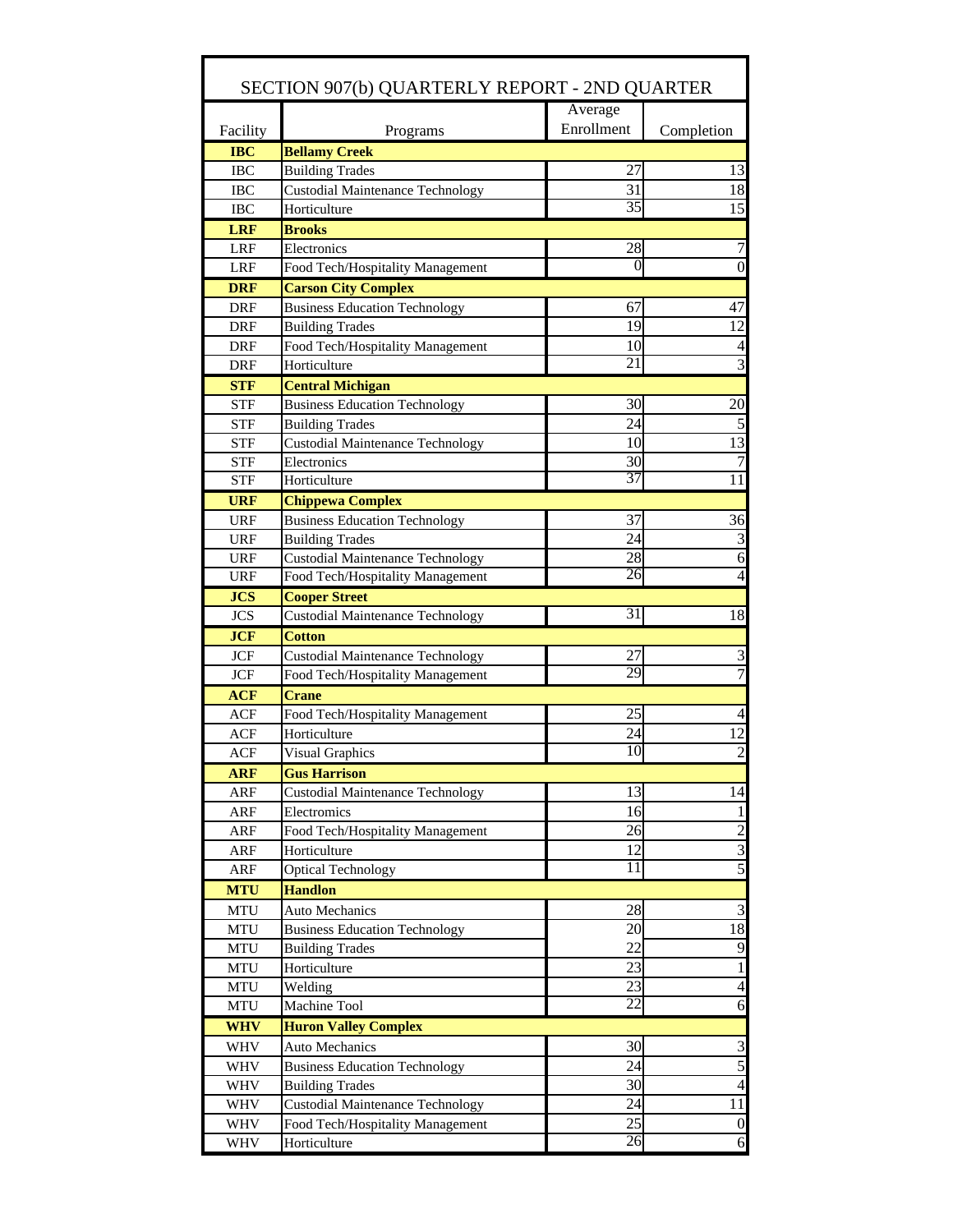| SECTION 907(b) QUARTERLY REPORT - 2ND QUARTER | | | |
|---|---|---|---|
| Facility | Programs | Average Enrollment | Completion |
| **IBC** | **Bellamy Creek** | | |
| IBC | Building Trades | 27 | 13 |
| IBC | Custodial Maintenance Technology | 31 | 18 |
| IBC | Horticulture | 35 | 15 |
| **LRF** | **Brooks** | | |
| LRF | Electronics | 28 | 7 |
| LRF | Food Tech/Hospitality Management | 0 | 0 |
| **DRF** | **Carson City Complex** | | |
| DRF | Business Education Technology | 67 | 47 |
| DRF | Building Trades | 19 | 12 |
| DRF | Food Tech/Hospitality Management | 10 | 4 |
| DRF | Horticulture | 21 | 3 |
| **STF** | **Central Michigan** | | |
| STF | Business Education Technology | 30 | 20 |
| STF | Building Trades | 24 | 5 |
| STF | Custodial Maintenance Technology | 10 | 13 |
| STF | Electronics | 30 | 7 |
| STF | Horticulture | 37 | 11 |
| **URF** | **Chippewa Complex** | | |
| URF | Business Education Technology | 37 | 36 |
| URF | Building Trades | 24 | 3 |
| URF | Custodial Maintenance Technology | 28 | 6 |
| URF | Food Tech/Hospitality Management | 26 | 4 |
| **JCS** | **Cooper Street** | | |
| JCS | Custodial Maintenance Technology | 31 | 18 |
| **JCF** | **Cotton** | | |
| JCF | Custodial Maintenance Technology | 27 | 3 |
| JCF | Food Tech/Hospitality Management | 29 | 7 |
| **ACF** | **Crane** | | |
| ACF | Food Tech/Hospitality Management | 25 | 4 |
| ACF | Horticulture | 24 | 12 |
| ACF | Visual Graphics | 10 | 2 |
| **ARF** | **Gus Harrison** | | |
| ARF | Custodial Maintenance Technology | 13 | 14 |
| ARF | Electronics | 16 | 1 |
| ARF | Food Tech/Hospitality Management | 26 | 2 |
| ARF | Horticulture | 12 | 3 |
| ARF | Optical Technology | 11 | 5 |
| **MTU** | **Handlon** | | |
| MTU | Auto Mechanics | 28 | 3 |
| MTU | Business Education Technology | 20 | 18 |
| MTU | Building Trades | 22 | 9 |
| MTU | Horticulture | 23 | 1 |
| MTU | Welding | 23 | 4 |
| MTU | Machine Tool | 22 | 6 |
| **WHV** | **Huron Valley Complex** | | |
| WHV | Auto Mechanics | 30 | 3 |
| WHV | Business Education Technology | 24 | 5 |
| WHV | Building Trades | 30 | 4 |
| WHV | Custodial Maintenance Technology | 24 | 11 |
| WHV | Food Tech/Hospitality Management | 25 | 0 |
| WHV | Horticulture | 26 | 6 |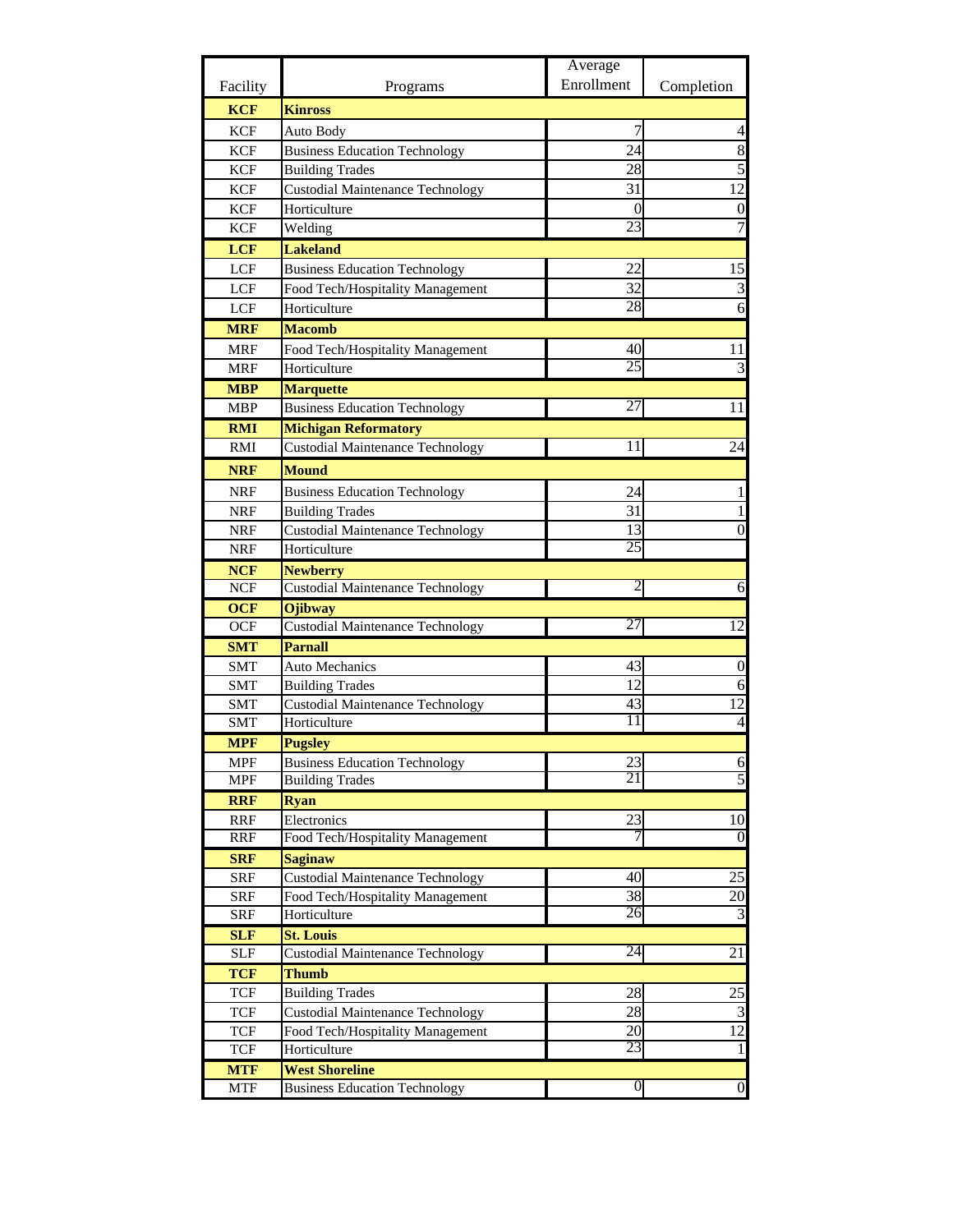| Facility | Programs | Average Enrollment | Completion |
|---|---|---|---|
| **KCF** | **Kinross** | | |
| KCF | Auto Body | 7 | 4 |
| KCF | Business Education Technology | 24 | 8 |
| KCF | Building Trades | 28 | 5 |
| KCF | Custodial Maintenance Technology | 31 | 12 |
| KCF | Horticulture | 0 | 0 |
| KCF | Welding | 23 | 7 |
| **LCF** | **Lakeland** | | |
| LCF | Business Education Technology | 22 | 15 |
| LCF | Food Tech/Hospitality Management | 32 | 3 |
| LCF | Horticulture | 28 | 6 |
| **MRF** | **Macomb** | | |
| MRF | Food Tech/Hospitality Management | 40 | 11 |
| MRF | Horticulture | 25 | 3 |
| **MBP** | **Marquette** | | |
| MBP | Business Education Technology | 27 | 11 |
| **RMI** | **Michigan Reformatory** | | |
| RMI | Custodial Maintenance Technology | 11 | 24 |
| **NRF** | **Mound** | | |
| NRF | Business Education Technology | 24 | 1 |
| NRF | Building Trades | 31 | 1 |
| NRF | Custodial Maintenance Technology | 13 | 0 |
| NRF | Horticulture | 25 | |
| **NCF** | **Newberry** | | |
| NCF | Custodial Maintenance Technology | 2 | 6 |
| **OCF** | **Ojibway** | | |
| OCF | Custodial Maintenance Technology | 27 | 12 |
| **SMT** | **Parnall** | | |
| SMT | Auto Mechanics | 43 | 0 |
| SMT | Building Trades | 12 | 6 |
| SMT | Custodial Maintenance Technology | 43 | 12 |
| SMT | Horticulture | 11 | 4 |
| **MPF** | **Pugsley** | | |
| MPF | Business Education Technology | 23 | 6 |
| MPF | Building Trades | 21 | 5 |
| **RRF** | **Ryan** | | |
| RRF | Electronics | 23 | 10 |
| RRF | Food Tech/Hospitality Management | 7 | 0 |
| **SRF** | **Saginaw** | | |
| SRF | Custodial Maintenance Technology | 40 | 25 |
| SRF | Food Tech/Hospitality Management | 38 | 20 |
| SRF | Horticulture | 26 | 3 |
| **SLF** | **St. Louis** | | |
| SLF | Custodial Maintenance Technology | 24 | 21 |
| **TCF** | **Thumb** | | |
| TCF | Building Trades | 28 | 25 |
| TCF | Custodial Maintenance Technology | 28 | 3 |
| TCF | Food Tech/Hospitality Management | 20 | 12 |
| TCF | Horticulture | 23 | 1 |
| **MTF** | **West Shoreline** | | |
| MTF | Business Education Technology | 0 | 0 |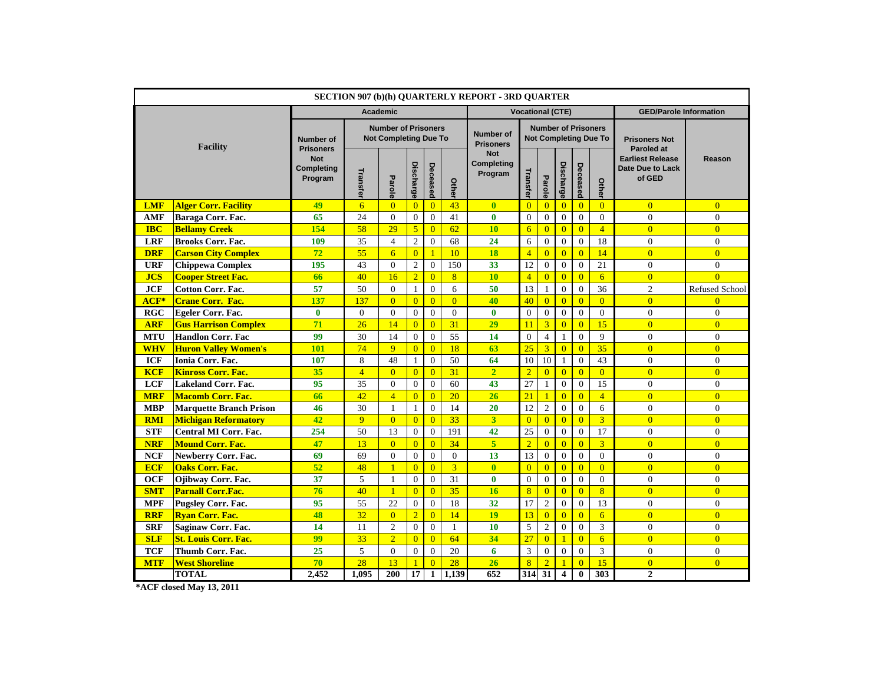# SECTION 907 (b)(h) QUARTERLY REPORT - 3RD QUARTER

| Facility | | Academic | | | | | | Vocational (CTE) | | | | | | GED/Parole Information | |
|---|---|---|---|---|---|---|---|---|---|---|---|---|---|---|---|
| | | Number of Prisoners Not Completing Program | Number of Prisoners Not Completing Due To | | | | | Number of Prisoners Not Completing Program | Number of Prisoners Not Completing Due To | | | | | Prisoners Not Paroled at Earliest Release Date Due to Lack of GED | Reason |
| | | | Transfer | Parole | Discharge | Deceased | Other | | Transfer | Parole | Discharge | Deceased | Other | | |
| LMF | Alger Corr. Facility | 49 | 6 | 0 | 0 | 0 | 43 | 0 | 0 | 0 | 0 | 0 | 0 | 0 | 0 |
| AMF | Baraga Corr. Fac. | 65 | 24 | 0 | 0 | 0 | 41 | 0 | 0 | 0 | 0 | 0 | 0 | 0 | 0 |
| IBC | Bellamy Creek | 154 | 58 | 29 | 5 | 0 | 62 | 10 | 6 | 0 | 0 | 0 | 4 | 0 | 0 |
| LRF | Brooks Corr. Fac. | 109 | 35 | 4 | 2 | 0 | 68 | 24 | 6 | 0 | 0 | 0 | 18 | 0 | 0 |
| DRF | Carson City Complex | 72 | 55 | 6 | 0 | 1 | 10 | 18 | 4 | 0 | 0 | 0 | 14 | 0 | 0 |
| URF | Chippewa Complex | 195 | 43 | 0 | 2 | 0 | 150 | 33 | 12 | 0 | 0 | 0 | 21 | 0 | 0 |
| JCS | Cooper Street Fac. | 66 | 40 | 16 | 2 | 0 | 8 | 10 | 4 | 0 | 0 | 0 | 6 | 0 | 0 |
| JCF | Cotton Corr. Fac. | 57 | 50 | 0 | 1 | 0 | 6 | 50 | 13 | 1 | 0 | 0 | 36 | 2 | Refused School |
| ACF* | Crane Corr. Fac. | 137 | 137 | 0 | 0 | 0 | 0 | 40 | 40 | 0 | 0 | 0 | 0 | 0 | 0 |
| RGC | Egeler Corr. Fac. | 0 | 0 | 0 | 0 | 0 | 0 | 0 | 0 | 0 | 0 | 0 | 0 | 0 | 0 |
| ARF | Gus Harrison Complex | 71 | 26 | 14 | 0 | 0 | 31 | 29 | 11 | 3 | 0 | 0 | 15 | 0 | 0 |
| MTU | Handlon Corr. Fac | 99 | 30 | 14 | 0 | 0 | 55 | 14 | 0 | 4 | 1 | 0 | 9 | 0 | 0 |
| WHV | Huron Valley Women's | 101 | 74 | 9 | 0 | 0 | 18 | 63 | 25 | 3 | 0 | 0 | 35 | 0 | 0 |
| ICF | Ionia Corr. Fac. | 107 | 8 | 48 | 1 | 0 | 50 | 64 | 10 | 10 | 1 | 0 | 43 | 0 | 0 |
| KCF | Kinross Corr. Fac. | 35 | 4 | 0 | 0 | 0 | 31 | 2 | 2 | 0 | 0 | 0 | 0 | 0 | 0 |
| LCF | Lakeland Corr. Fac. | 95 | 35 | 0 | 0 | 0 | 60 | 43 | 27 | 1 | 0 | 0 | 15 | 0 | 0 |
| MRF | Macomb Corr. Fac. | 66 | 42 | 4 | 0 | 0 | 20 | 26 | 21 | 1 | 0 | 0 | 4 | 0 | 0 |
| MBP | Marquette Branch Prison | 46 | 30 | 1 | 1 | 0 | 14 | 20 | 12 | 2 | 0 | 0 | 6 | 0 | 0 |
| RMI | Michigan Reformatory | 42 | 9 | 0 | 0 | 0 | 33 | 3 | 0 | 0 | 0 | 0 | 3 | 0 | 0 |
| STF | Central MI Corr. Fac. | 254 | 50 | 13 | 0 | 0 | 191 | 42 | 25 | 0 | 0 | 0 | 17 | 0 | 0 |
| NRF | Mound Corr. Fac. | 47 | 13 | 0 | 0 | 0 | 34 | 5 | 2 | 0 | 0 | 0 | 3 | 0 | 0 |
| NCF | Newberry Corr. Fac. | 69 | 69 | 0 | 0 | 0 | 0 | 13 | 13 | 0 | 0 | 0 | 0 | 0 | 0 |
| ECF | Oaks Corr. Fac. | 52 | 48 | 1 | 0 | 0 | 3 | 0 | 0 | 0 | 0 | 0 | 0 | 0 | 0 |
| OCF | Ojibway Corr. Fac. | 37 | 5 | 1 | 0 | 0 | 31 | 0 | 0 | 0 | 0 | 0 | 0 | 0 | 0 |
| SMT | Parnall Corr.Fac. | 76 | 40 | 1 | 0 | 0 | 35 | 16 | 8 | 0 | 0 | 0 | 8 | 0 | 0 |
| MPF | Pugsley Corr. Fac. | 95 | 55 | 22 | 0 | 0 | 18 | 32 | 17 | 2 | 0 | 0 | 13 | 0 | 0 |
| RRF | Ryan Corr. Fac. | 48 | 32 | 0 | 2 | 0 | 14 | 19 | 13 | 0 | 0 | 0 | 6 | 0 | 0 |
| SRF | Saginaw Corr. Fac. | 14 | 11 | 2 | 0 | 0 | 1 | 10 | 5 | 2 | 0 | 0 | 3 | 0 | 0 |
| SLF | St. Louis Corr. Fac. | 99 | 33 | 2 | 0 | 0 | 64 | 34 | 27 | 0 | 1 | 0 | 6 | 0 | 0 |
| TCF | Thumb Corr. Fac. | 25 | 5 | 0 | 0 | 0 | 20 | 6 | 3 | 0 | 0 | 0 | 3 | 0 | 0 |
| MTF | West Shoreline | 70 | 28 | 13 | 1 | 0 | 28 | 26 | 8 | 2 | 1 | 0 | 15 | 0 | 0 |
| | TOTAL | 2,452 | 1,095 | 200 | 17 | 1 | 1,139 | 652 | 314 | 31 | 4 | 0 | 303 | 2 | |

*ACF closed May 13, 2011